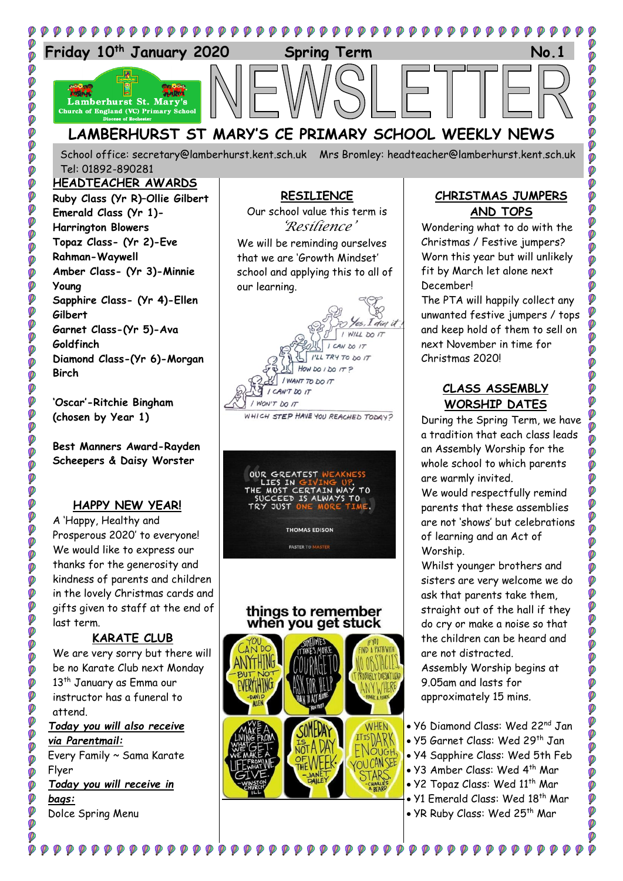Friday 10th January 2020 Spring Term No.1

# LAMBERHURST ST MARY'S CE PRIMARY SCHOOL WEEKLY NEWS

School office: secretary@lamberhurst.kent.sch.uk Mrs Bromley: headteacher@lamberhurst.kent.sch.uk
Tel: 01892-890281

## HEADTEACHER AWARDS

**Ruby Class (Yr R)–Ollie Gilbert**
**Emerald Class (Yr 1)-Harrington Blowers**
**Topaz Class- (Yr 2)-Eve Rahman-Waywell**
**Amber Class- (Yr 3)-Minnie Young**
**Sapphire Class- (Yr 4)-Ellen Gilbert**
**Garnet Class-(Yr 5)-Ava Goldfinch**
**Diamond Class-(Yr 6)-Morgan Birch**

**'Oscar'-Ritchie Bingham (chosen by Year 1)**

**Best Manners Award-Rayden Scheepers & Daisy Worster**

## HAPPY NEW YEAR!

A 'Happy, Healthy and Prosperous 2020' to everyone! We would like to express our thanks for the generosity and kindness of parents and children in the lovely Christmas cards and gifts given to staff at the end of last term.

## KARATE CLUB

We are very sorry but there will be no Karate Club next Monday 13th January as Emma our instructor has a funeral to attend.

***Today you will also receive via Parentmail:***
Every Family ~ Sama Karate Flyer

***Today you will receive in bags:***
Dolce Spring Menu

## RESILIENCE

Our school value this term is *'Resilience'*

We will be reminding ourselves that we are 'Growth Mindset' school and applying this to all of our learning.

## CHRISTMAS JUMPERS AND TOPS

Wondering what to do with the Christmas / Festive jumpers? Worn this year but will unlikely fit by March let alone next December!

The PTA will happily collect any unwanted festive jumpers / tops and keep hold of them to sell on next November in time for Christmas 2020!

## CLASS ASSEMBLY WORSHIP DATES

During the Spring Term, we have a tradition that each class leads an Assembly Worship for the whole school to which parents are warmly invited.

We would respectfully remind parents that these assemblies are not 'shows' but celebrations of learning and an Act of Worship.

Whilst younger brothers and sisters are very welcome we do ask that parents take them, straight out of the hall if they do cry or make a noise so that the children can be heard and are not distracted.

Assembly Worship begins at 9.05am and lasts for approximately 15 mins.

- Y6 Diamond Class: Wed 22nd Jan
- Y5 Garnet Class: Wed 29th Jan
- Y4 Sapphire Class: Wed 5th Feb
- Y3 Amber Class: Wed 4th Mar
- Y2 Topaz Class: Wed 11th Mar
- Y1 Emerald Class: Wed 18th Mar
- YR Ruby Class: Wed 25th Mar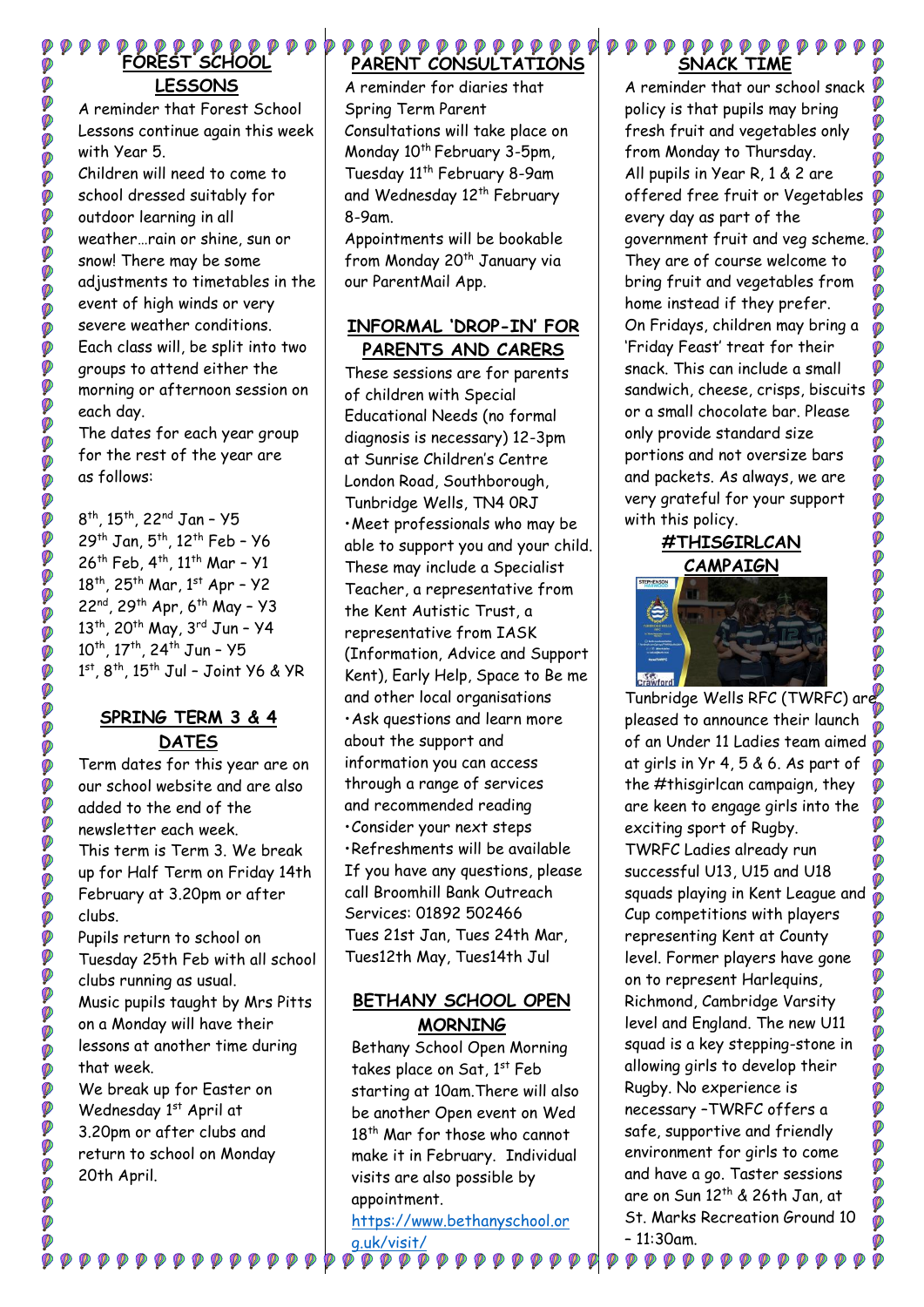## FOREST SCHOOL LESSONS

A reminder that Forest School Lessons continue again this week with Year 5.

Children will need to come to school dressed suitably for outdoor learning in all weather…rain or shine, sun or snow! There may be some adjustments to timetables in the event of high winds or very severe weather conditions.

Each class will, be split into two groups to attend either the morning or afternoon session on each day.

The dates for each year group for the rest of the year are as follows:

8th, 15th, 22nd Jan – Y5
29th Jan, 5th, 12th Feb – Y6
26th Feb, 4th, 11th Mar – Y1
18th, 25th Mar, 1st Apr – Y2
22nd, 29th Apr, 6th May – Y3
13th, 20th May, 3rd Jun – Y4
10th, 17th, 24th Jun – Y5
1st, 8th, 15th Jul – Joint Y6 & YR

## SPRING TERM 3 & 4 DATES

Term dates for this year are on our school website and are also added to the end of the newsletter each week.

This term is Term 3. We break up for Half Term on Friday 14th February at 3.20pm or after clubs.

Pupils return to school on Tuesday 25th Feb with all school clubs running as usual.

Music pupils taught by Mrs Pitts on a Monday will have their lessons at another time during that week.

We break up for Easter on Wednesday 1st April at 3.20pm or after clubs and return to school on Monday 20th April.

## PARENT CONSULTATIONS

A reminder for diaries that Spring Term Parent Consultations will take place on Monday 10th February 3-5pm, Tuesday 11th February 8-9am and Wednesday 12th February 8-9am.

Appointments will be bookable from Monday 20th January via our ParentMail App.

## INFORMAL 'DROP-IN' FOR PARENTS AND CARERS

These sessions are for parents of children with Special Educational Needs (no formal diagnosis is necessary) 12-3pm at Sunrise Children's Centre London Road, Southborough, Tunbridge Wells, TN4 0RJ

- Meet professionals who may be able to support you and your child. These may include a Specialist Teacher, a representative from the Kent Autistic Trust, a representative from IASK (Information, Advice and Support Kent), Early Help, Space to Be me and other local organisations
- Ask questions and learn more about the support and information you can access through a range of services and recommended reading
- Consider your next steps
- Refreshments will be available

If you have any questions, please call Broomhill Bank Outreach Services: 01892 502466

Tues 21st Jan, Tues 24th Mar, Tues12th May, Tues14th Jul

## BETHANY SCHOOL OPEN MORNING

Bethany School Open Morning takes place on Sat, 1st Feb starting at 10am.There will also be another Open event on Wed 18th Mar for those who cannot make it in February. Individual visits are also possible by appointment.

https://www.bethanyschool.org.uk/visit/

## SNACK TIME

A reminder that our school snack policy is that pupils may bring fresh fruit and vegetables only from Monday to Thursday.

All pupils in Year R, 1 & 2 are offered free fruit or Vegetables every day as part of the government fruit and veg scheme. They are of course welcome to bring fruit and vegetables from home instead if they prefer.

On Fridays, children may bring a 'Friday Feast' treat for their snack. This can include a small sandwich, cheese, crisps, biscuits or a small chocolate bar. Please only provide standard size portions and not oversize bars and packets. As always, we are very grateful for your support with this policy.

## #THISGIRLCAN CAMPAIGN

Tunbridge Wells RFC (TWRFC) are pleased to announce their launch of an Under 11 Ladies team aimed at girls in Yr 4, 5 & 6. As part of the #thisgirlcan campaign, they are keen to engage girls into the exciting sport of Rugby.

TWRFC Ladies already run successful U13, U15 and U18 squads playing in Kent League and Cup competitions with players representing Kent at County level. Former players have gone on to represent Harlequins, Richmond, Cambridge Varsity level and England. The new U11 squad is a key stepping-stone in allowing girls to develop their Rugby. No experience is necessary –TWRFC offers a safe, supportive and friendly environment for girls to come and have a go. Taster sessions are on Sun 12th & 26th Jan, at St. Marks Recreation Ground 10 – 11:30am.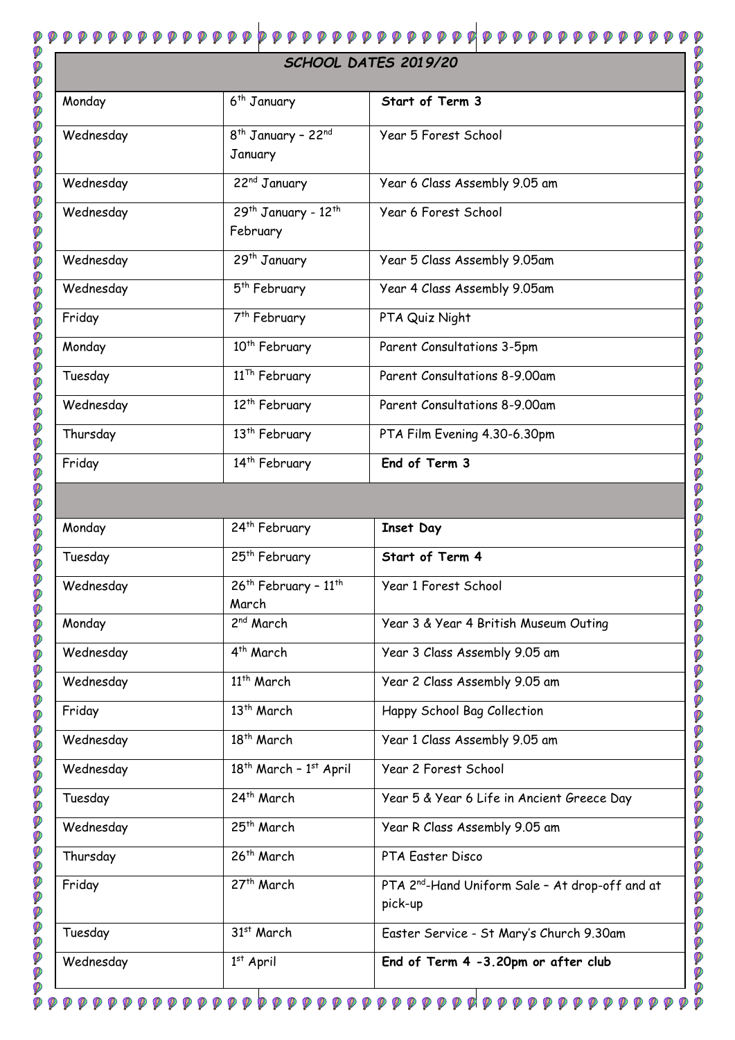| SCHOOL DATES 2019/20 | | |
|---|---|---|
| Monday | 6th January | **Start of Term 3** |
| Wednesday | 8th January – 22nd January | Year 5 Forest School |
| Wednesday | 22nd January | Year 6 Class Assembly 9.05 am |
| Wednesday | 29th January - 12th February | Year 6 Forest School |
| Wednesday | 29th January | Year 5 Class Assembly 9.05am |
| Wednesday | 5th February | Year 4 Class Assembly 9.05am |
| Friday | 7th February | PTA Quiz Night |
| Monday | 10th February | Parent Consultations 3-5pm |
| Tuesday | 11Th February | Parent Consultations 8-9.00am |
| Wednesday | 12th February | Parent Consultations 8-9.00am |
| Thursday | 13th February | PTA Film Evening 4.30-6.30pm |
| Friday | 14th February | **End of Term 3** |
| | | |
| Monday | 24th February | **Inset Day** |
| Tuesday | 25th February | **Start of Term 4** |
| Wednesday | 26th February – 11th March | Year 1 Forest School |
| Monday | 2nd March | Year 3 & Year 4 British Museum Outing |
| Wednesday | 4th March | Year 3 Class Assembly 9.05 am |
| Wednesday | 11th March | Year 2 Class Assembly 9.05 am |
| Friday | 13th March | Happy School Bag Collection |
| Wednesday | 18th March | Year 1 Class Assembly 9.05 am |
| Wednesday | 18th March – 1st April | Year 2 Forest School |
| Tuesday | 24th March | Year 5 & Year 6 Life in Ancient Greece Day |
| Wednesday | 25th March | Year R Class Assembly 9.05 am |
| Thursday | 26th March | PTA Easter Disco |
| Friday | 27th March | PTA 2nd-Hand Uniform Sale – At drop-off and at pick-up |
| Tuesday | 31st March | Easter Service - St Mary's Church 9.30am |
| Wednesday | 1st April | **End of Term 4 -3.20pm or after club** |